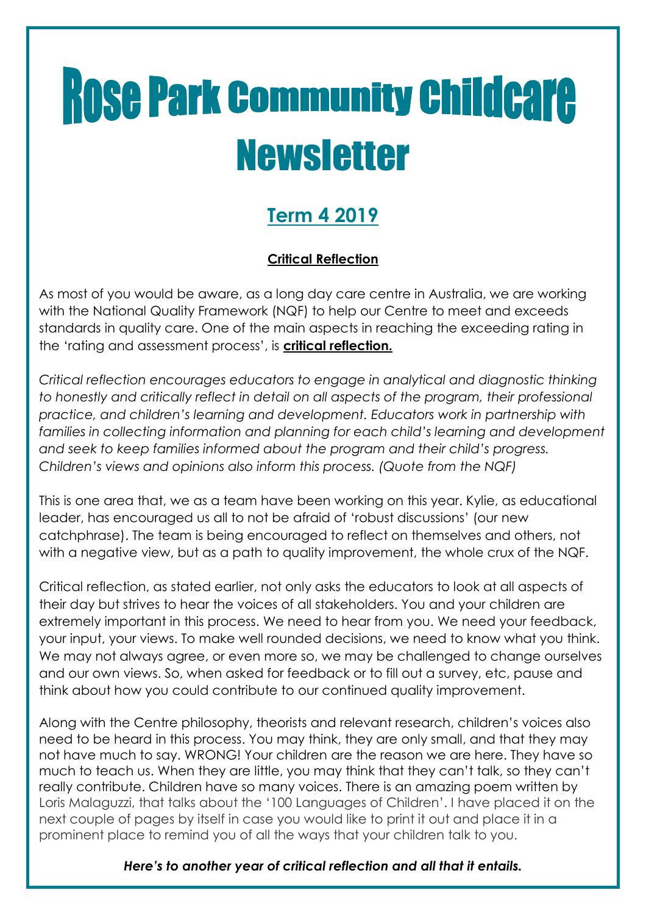# Rose Park Community Childcare Newsletter

## Term 4 2019

### Critical Reflection

As most of you would be aware, as a long day care centre in Australia, we are working with the National Quality Framework (NQF) to help our Centre to meet and exceeds standards in quality care. One of the main aspects in reaching the exceeding rating in the 'rating and assessment process', is **critical reflection.**

*Critical reflection encourages educators to engage in analytical and diagnostic thinking to honestly and critically reflect in detail on all aspects of the program, their professional practice, and children's learning and development. Educators work in partnership with families in collecting information and planning for each child's learning and development and seek to keep families informed about the program and their child's progress. Children's views and opinions also inform this process. (Quote from the NQF)*

This is one area that, we as a team have been working on this year. Kylie, as educational leader, has encouraged us all to not be afraid of 'robust discussions' (our new catchphrase). The team is being encouraged to reflect on themselves and others, not with a negative view, but as a path to quality improvement, the whole crux of the NQF.

Critical reflection, as stated earlier, not only asks the educators to look at all aspects of their day but strives to hear the voices of all stakeholders. You and your children are extremely important in this process. We need to hear from you. We need your feedback, your input, your views. To make well rounded decisions, we need to know what you think. We may not always agree, or even more so, we may be challenged to change ourselves and our own views. So, when asked for feedback or to fill out a survey, etc, pause and think about how you could contribute to our continued quality improvement.

Along with the Centre philosophy, theorists and relevant research, children's voices also need to be heard in this process. You may think, they are only small, and that they may not have much to say. WRONG! Your children are the reason we are here. They have so much to teach us. When they are little, you may think that they can't talk, so they can't really contribute. Children have so many voices. There is an amazing poem written by Loris Malaguzzi, that talks about the '100 Languages of Children'. I have placed it on the next couple of pages by itself in case you would like to print it out and place it in a prominent place to remind you of all the ways that your children talk to you.

***Here's to another year of critical reflection and all that it entails.***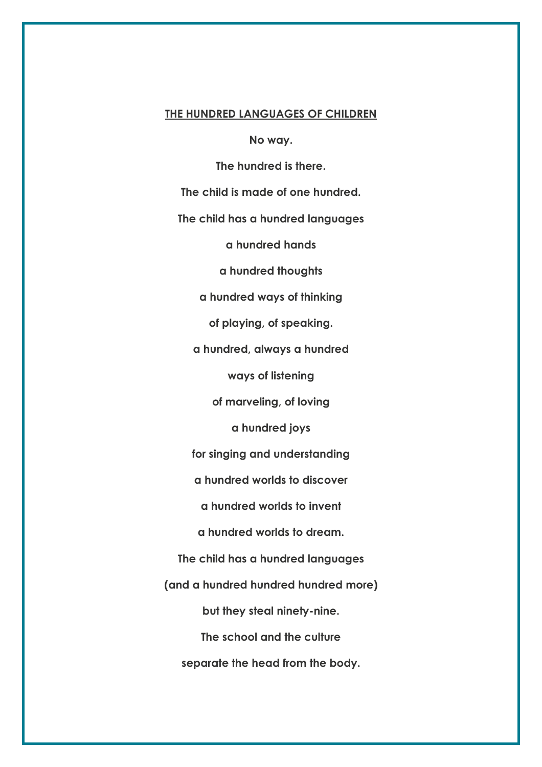**THE HUNDRED LANGUAGES OF CHILDREN**

**No way.**

**The hundred is there.**

**The child is made of one hundred.**

**The child has a hundred languages**

**a hundred hands**

**a hundred thoughts**

**a hundred ways of thinking**

**of playing, of speaking.**

**a hundred, always a hundred**

**ways of listening**

**of marveling, of loving**

**a hundred joys**

**for singing and understanding**

**a hundred worlds to discover**

**a hundred worlds to invent**

**a hundred worlds to dream.**

**The child has a hundred languages**

**(and a hundred hundred hundred more)**

**but they steal ninety-nine.**

**The school and the culture**

**separate the head from the body.**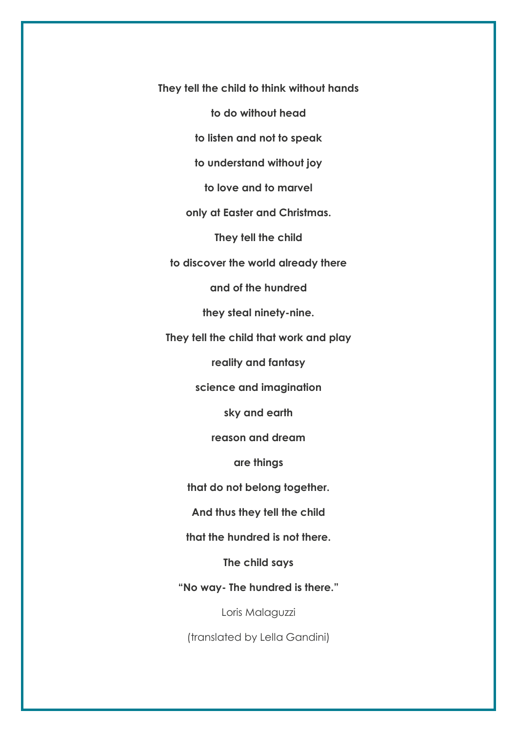**They tell the child to think without hands**

**to do without head**

**to listen and not to speak**

**to understand without joy**

**to love and to marvel**

**only at Easter and Christmas.**

**They tell the child**

**to discover the world already there**

**and of the hundred**

**they steal ninety-nine.**

**They tell the child that work and play**

**reality and fantasy**

**science and imagination**

**sky and earth**

**reason and dream**

**are things**

**that do not belong together.**

**And thus they tell the child**

**that the hundred is not there.**

**The child says**

**"No way- The hundred is there."**

Loris Malaguzzi

(translated by Lella Gandini)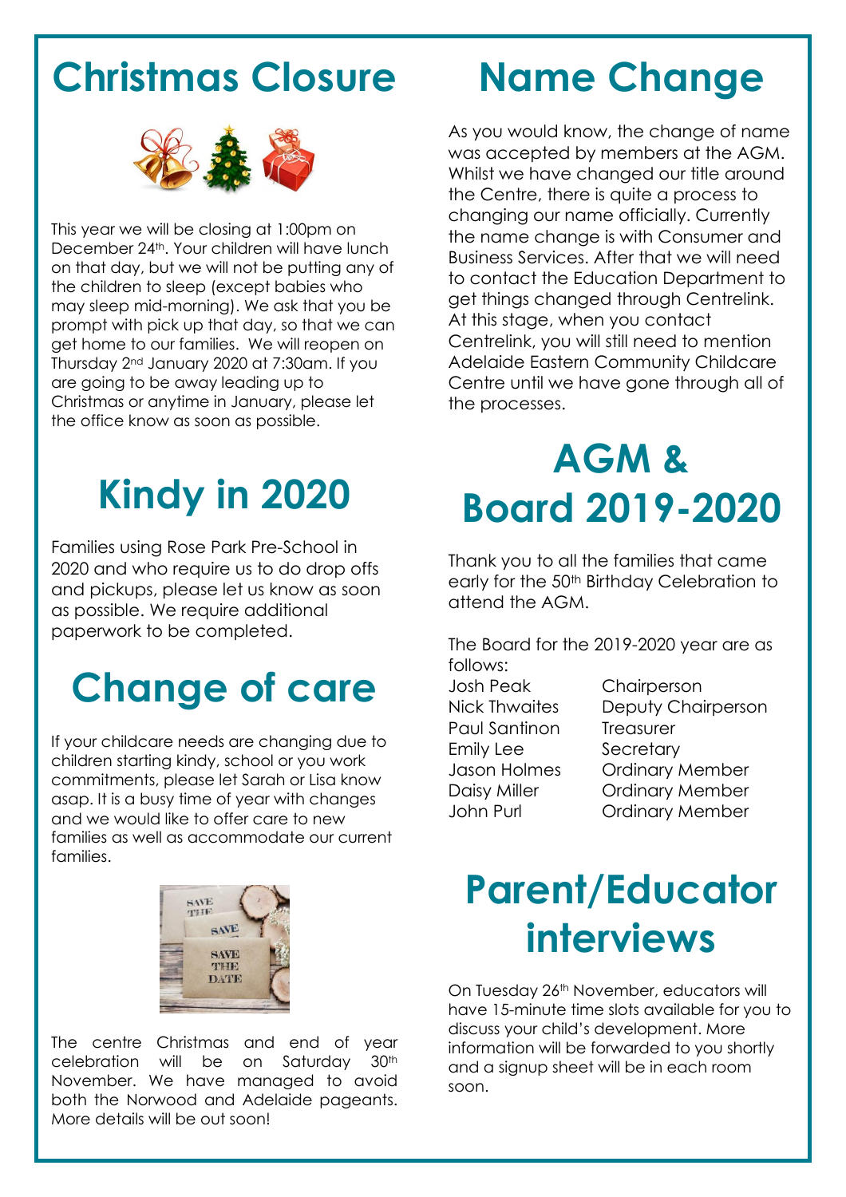# Christmas Closure

This year we will be closing at 1:00pm on December 24th. Your children will have lunch on that day, but we will not be putting any of the children to sleep (except babies who may sleep mid-morning). We ask that you be prompt with pick up that day, so that we can get home to our families. We will reopen on Thursday 2nd January 2020 at 7:30am. If you are going to be away leading up to Christmas or anytime in January, please let the office know as soon as possible.

# Kindy in 2020

Families using Rose Park Pre-School in 2020 and who require us to do drop offs and pickups, please let us know as soon as possible. We require additional paperwork to be completed.

# Change of care

If your childcare needs are changing due to children starting kindy, school or you work commitments, please let Sarah or Lisa know asap. It is a busy time of year with changes and we would like to offer care to new families as well as accommodate our current families.

The centre Christmas and end of year celebration will be on Saturday 30th November. We have managed to avoid both the Norwood and Adelaide pageants. More details will be out soon!

# Name Change

As you would know, the change of name was accepted by members at the AGM. Whilst we have changed our title around the Centre, there is quite a process to changing our name officially. Currently the name change is with Consumer and Business Services. After that we will need to contact the Education Department to get things changed through Centrelink. At this stage, when you contact Centrelink, you will still need to mention Adelaide Eastern Community Childcare Centre until we have gone through all of the processes.

# AGM & Board 2019-2020

Thank you to all the families that came early for the 50th Birthday Celebration to attend the AGM.

The Board for the 2019-2020 year are as follows:

| | |
|---|---|
| Josh Peak | Chairperson |
| Nick Thwaites | Deputy Chairperson |
| Paul Santinon | Treasurer |
| Emily Lee | Secretary |
| Jason Holmes | Ordinary Member |
| Daisy Miller | Ordinary Member |
| John Purl | Ordinary Member |

# Parent/Educator interviews

On Tuesday 26th November, educators will have 15-minute time slots available for you to discuss your child's development. More information will be forwarded to you shortly and a signup sheet will be in each room soon.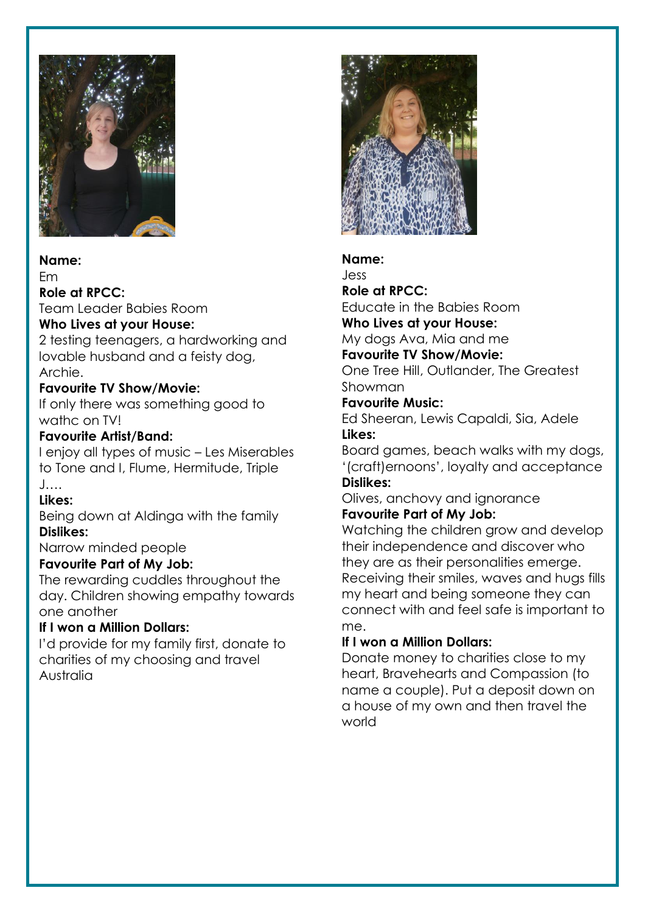**Name:**
Em
**Role at RPCC:**
Team Leader Babies Room
**Who Lives at your House:**
2 testing teenagers, a hardworking and lovable husband and a feisty dog, Archie.
**Favourite TV Show/Movie:**
If only there was something good to wathc on TV!
**Favourite Artist/Band:**
I enjoy all types of music – Les Miserables to Tone and I, Flume, Hermitude, Triple J….
**Likes:**
Being down at Aldinga with the family
**Dislikes:**
Narrow minded people
**Favourite Part of My Job:**
The rewarding cuddles throughout the day. Children showing empathy towards one another
**If I won a Million Dollars:**
I'd provide for my family first, donate to charities of my choosing and travel Australia

**Name:**
Jess
**Role at RPCC:**
Educate in the Babies Room
**Who Lives at your House:**
My dogs Ava, Mia and me
**Favourite TV Show/Movie:**
One Tree Hill, Outlander, The Greatest Showman
**Favourite Music:**
Ed Sheeran, Lewis Capaldi, Sia, Adele
**Likes:**
Board games, beach walks with my dogs, '(craft)ernoons', loyalty and acceptance
**Dislikes:**
Olives, anchovy and ignorance
**Favourite Part of My Job:**
Watching the children grow and develop their independence and discover who they are as their personalities emerge. Receiving their smiles, waves and hugs fills my heart and being someone they can connect with and feel safe is important to me.
**If I won a Million Dollars:**
Donate money to charities close to my heart, Bravehearts and Compassion (to name a couple). Put a deposit down on a house of my own and then travel the world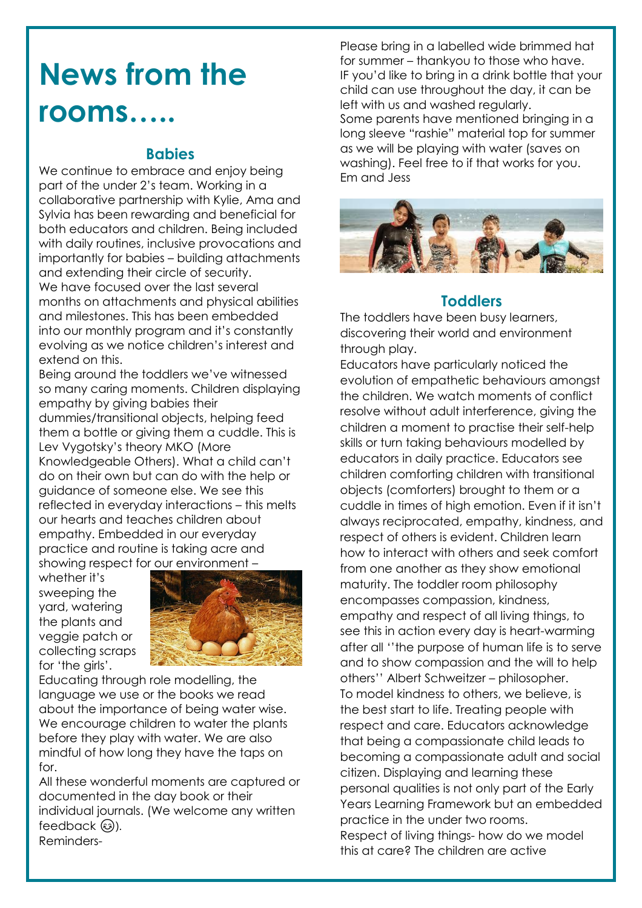# News from the rooms…..

## Babies

We continue to embrace and enjoy being part of the under 2's team. Working in a collaborative partnership with Kylie, Ama and Sylvia has been rewarding and beneficial for both educators and children. Being included with daily routines, inclusive provocations and importantly for babies – building attachments and extending their circle of security.

We have focused over the last several months on attachments and physical abilities and milestones. This has been embedded into our monthly program and it's constantly evolving as we notice children's interest and extend on this.

Being around the toddlers we've witnessed so many caring moments. Children displaying empathy by giving babies their dummies/transitional objects, helping feed them a bottle or giving them a cuddle. This is Lev Vygotsky's theory MKO (More Knowledgeable Others). What a child can't do on their own but can do with the help or guidance of someone else. We see this reflected in everyday interactions – this melts our hearts and teaches children about empathy. Embedded in our everyday practice and routine is taking acre and showing respect for our environment – whether it's sweeping the yard, watering the plants and veggie patch or collecting scraps for 'the girls'.

Educating through role modelling, the language we use or the books we read about the importance of being water wise. We encourage children to water the plants before they play with water. We are also mindful of how long they have the taps on for.

All these wonderful moments are captured or documented in the day book or their individual journals. (We welcome any written feedback 😉).

Reminders-

Please bring in a labelled wide brimmed hat for summer – thankyou to those who have.

IF you'd like to bring in a drink bottle that your child can use throughout the day, it can be left with us and washed regularly.

Some parents have mentioned bringing in a long sleeve "rashie" material top for summer as we will be playing with water (saves on washing). Feel free to if that works for you.

Em and Jess

## Toddlers

The toddlers have been busy learners, discovering their world and environment through play.

Educators have particularly noticed the evolution of empathetic behaviours amongst the children. We watch moments of conflict resolve without adult interference, giving the children a moment to practise their self-help skills or turn taking behaviours modelled by educators in daily practice. Educators see children comforting children with transitional objects (comforters) brought to them or a cuddle in times of high emotion. Even if it isn't always reciprocated, empathy, kindness, and respect of others is evident. Children learn how to interact with others and seek comfort from one another as they show emotional maturity. The toddler room philosophy encompasses compassion, kindness, empathy and respect of all living things, to see this in action every day is heart-warming after all ''the purpose of human life is to serve and to show compassion and the will to help others'' Albert Schweitzer – philosopher.

To model kindness to others, we believe, is the best start to life. Treating people with respect and care. Educators acknowledge that being a compassionate child leads to becoming a compassionate adult and social citizen. Displaying and learning these personal qualities is not only part of the Early Years Learning Framework but an embedded practice in the under two rooms.

Respect of living things- how do we model this at care? The children are active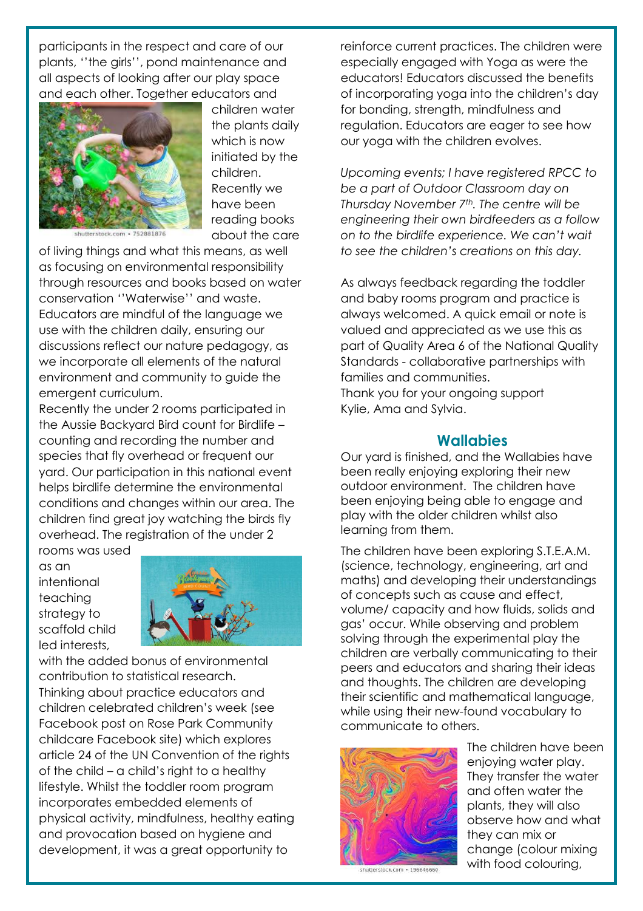participants in the respect and care of our plants, ''the girls'', pond maintenance and all aspects of looking after our play space and each other. Together educators and children water the plants daily which is now initiated by the children. Recently we have been reading books about the care of living things and what this means, as well as focusing on environmental responsibility through resources and books based on water conservation ''Waterwise'' and waste. Educators are mindful of the language we use with the children daily, ensuring our discussions reflect our nature pedagogy, as we incorporate all elements of the natural environment and community to guide the emergent curriculum.

Recently the under 2 rooms participated in the Aussie Backyard Bird count for Birdlife – counting and recording the number and species that fly overhead or frequent our yard. Our participation in this national event helps birdlife determine the environmental conditions and changes within our area. The children find great joy watching the birds fly overhead. The registration of the under 2 rooms was used as an intentional teaching strategy to scaffold child led interests, with the added bonus of environmental contribution to statistical research.

Thinking about practice educators and children celebrated children's week (see Facebook post on Rose Park Community childcare Facebook site) which explores article 24 of the UN Convention of the rights of the child – a child's right to a healthy lifestyle. Whilst the toddler room program incorporates embedded elements of physical activity, mindfulness, healthy eating and provocation based on hygiene and development, it was a great opportunity to reinforce current practices. The children were especially engaged with Yoga as were the educators! Educators discussed the benefits of incorporating yoga into the children's day for bonding, strength, mindfulness and regulation. Educators are eager to see how our yoga with the children evolves.

*Upcoming events; I have registered RPCC to be a part of Outdoor Classroom day on Thursday November 7th. The centre will be engineering their own birdfeeders as a follow on to the birdlife experience. We can't wait to see the children's creations on this day.*

As always feedback regarding the toddler and baby rooms program and practice is always welcomed. A quick email or note is valued and appreciated as we use this as part of Quality Area 6 of the National Quality Standards - collaborative partnerships with families and communities.

Thank you for your ongoing support
Kylie, Ama and Sylvia.

## Wallabies

Our yard is finished, and the Wallabies have been really enjoying exploring their new outdoor environment. The children have been enjoying being able to engage and play with the older children whilst also learning from them.

The children have been exploring S.T.E.A.M. (science, technology, engineering, art and maths) and developing their understandings of concepts such as cause and effect, volume/ capacity and how fluids, solids and gas' occur. While observing and problem solving through the experimental play the children are verbally communicating to their peers and educators and sharing their ideas and thoughts. The children are developing their scientific and mathematical language, while using their new-found vocabulary to communicate to others.

The children have been enjoying water play. They transfer the water and often water the plants, they will also observe how and what they can mix or change (colour mixing with food colouring,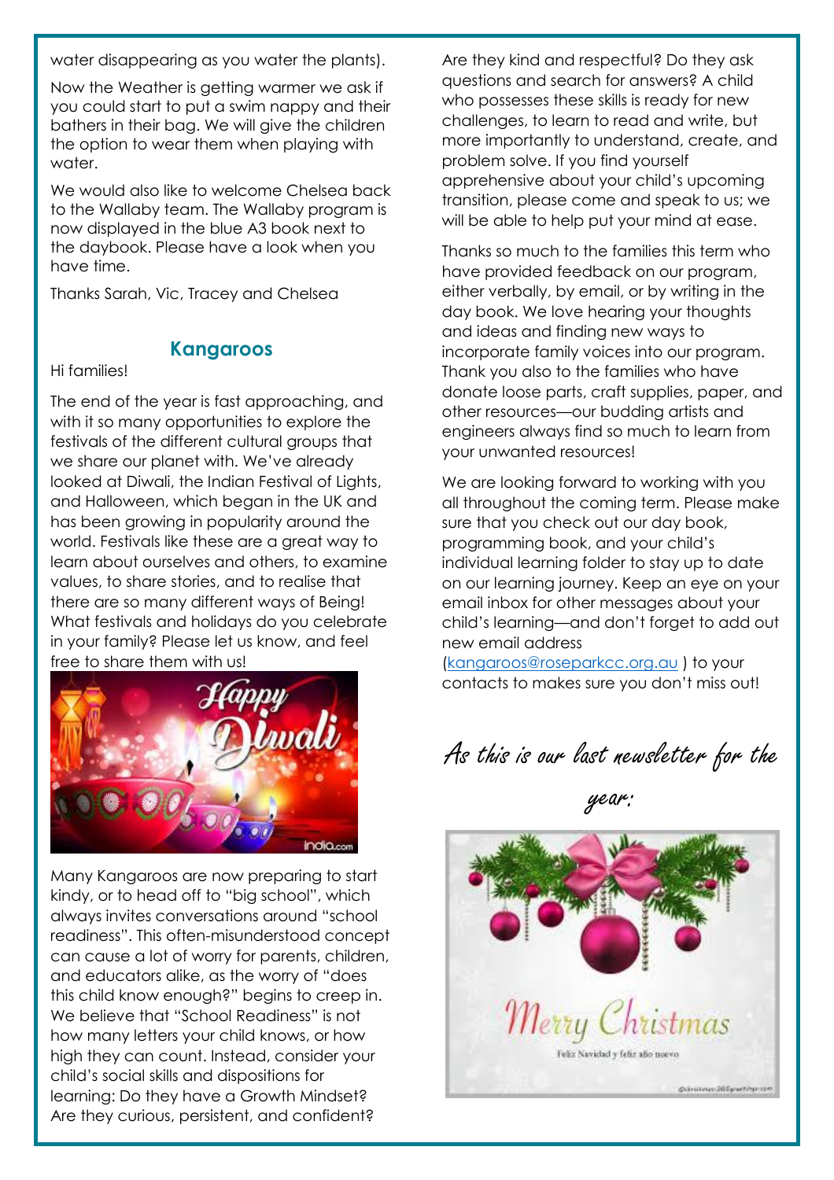water disappearing as you water the plants).

Now the Weather is getting warmer we ask if you could start to put a swim nappy and their bathers in their bag. We will give the children the option to wear them when playing with water.

We would also like to welcome Chelsea back to the Wallaby team. The Wallaby program is now displayed in the blue A3 book next to the daybook. Please have a look when you have time.

Thanks Sarah, Vic, Tracey and Chelsea

## Kangaroos

Hi families!

The end of the year is fast approaching, and with it so many opportunities to explore the festivals of the different cultural groups that we share our planet with. We've already looked at Diwali, the Indian Festival of Lights, and Halloween, which began in the UK and has been growing in popularity around the world. Festivals like these are a great way to learn about ourselves and others, to examine values, to share stories, and to realise that there are so many different ways of Being! What festivals and holidays do you celebrate in your family? Please let us know, and feel free to share them with us!

Many Kangaroos are now preparing to start kindy, or to head off to "big school", which always invites conversations around "school readiness". This often-misunderstood concept can cause a lot of worry for parents, children, and educators alike, as the worry of "does this child know enough?" begins to creep in. We believe that "School Readiness" is not how many letters your child knows, or how high they can count. Instead, consider your child's social skills and dispositions for learning: Do they have a Growth Mindset? Are they curious, persistent, and confident? Are they kind and respectful? Do they ask questions and search for answers? A child who possesses these skills is ready for new challenges, to learn to read and write, but more importantly to understand, create, and problem solve. If you find yourself apprehensive about your child's upcoming transition, please come and speak to us; we will be able to help put your mind at ease.

Thanks so much to the families this term who have provided feedback on our program, either verbally, by email, or by writing in the day book. We love hearing your thoughts and ideas and finding new ways to incorporate family voices into our program. Thank you also to the families who have donate loose parts, craft supplies, paper, and other resources—our budding artists and engineers always find so much to learn from your unwanted resources!

We are looking forward to working with you all throughout the coming term. Please make sure that you check out our day book, programming book, and your child's individual learning folder to stay up to date on our learning journey. Keep an eye on your email inbox for other messages about your child's learning—and don't forget to add out new email address (kangaroos@roseparkcc.org.au ) to your contacts to makes sure you don't miss out!

*As this is our last newsletter for the year:*